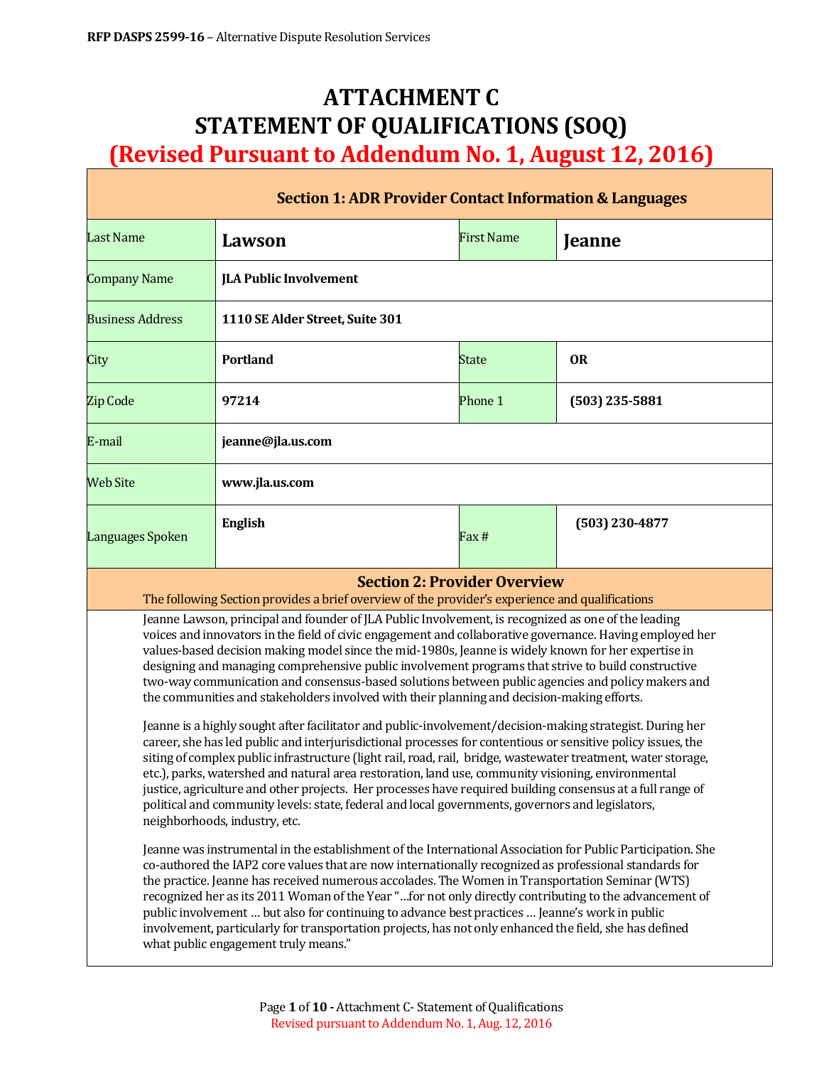# ATTACHMENT C
# STATEMENT OF QUALIFICATIONS (SOQ)
## (Revised Pursuant to Addendum No. 1, August 12, 2016)

| Section 1: ADR Provider Contact Information & Languages | | | |
|---|---|---|---|
| Last Name | **Lawson** | First Name | **Jeanne** |
| Company Name | **JLA Public Involvement** | | |
| Business Address | **1110 SE Alder Street, Suite 301** | | |
| City | **Portland** | State | **OR** |
| Zip Code | **97214** | Phone 1 | **(503) 235-5881** |
| E-mail | **jeanne@jla.us.com** | | |
| Web Site | **www.jla.us.com** | | |
| Languages Spoken | **English** | Fax # | **(503) 230-4877** |

### Section 2: Provider Overview

The following Section provides a brief overview of the provider's experience and qualifications

Jeanne Lawson, principal and founder of JLA Public Involvement, is recognized as one of the leading voices and innovators in the field of civic engagement and collaborative governance. Having employed her values-based decision making model since the mid-1980s, Jeanne is widely known for her expertise in designing and managing comprehensive public involvement programs that strive to build constructive two-way communication and consensus-based solutions between public agencies and policy makers and the communities and stakeholders involved with their planning and decision-making efforts.

Jeanne is a highly sought after facilitator and public-involvement/decision-making strategist. During her career, she has led public and interjurisdictional processes for contentious or sensitive policy issues, the siting of complex public infrastructure (light rail, road, rail, bridge, wastewater treatment, water storage, etc.), parks, watershed and natural area restoration, land use, community visioning, environmental justice, agriculture and other projects. Her processes have required building consensus at a full range of political and community levels: state, federal and local governments, governors and legislators, neighborhoods, industry, etc.

Jeanne was instrumental in the establishment of the International Association for Public Participation. She co-authored the IAP2 core values that are now internationally recognized as professional standards for the practice. Jeanne has received numerous accolades. The Women in Transportation Seminar (WTS) recognized her as its 2011 Woman of the Year "…for not only directly contributing to the advancement of public involvement … but also for continuing to advance best practices … Jeanne's work in public involvement, particularly for transportation projects, has not only enhanced the field, she has defined what public engagement truly means."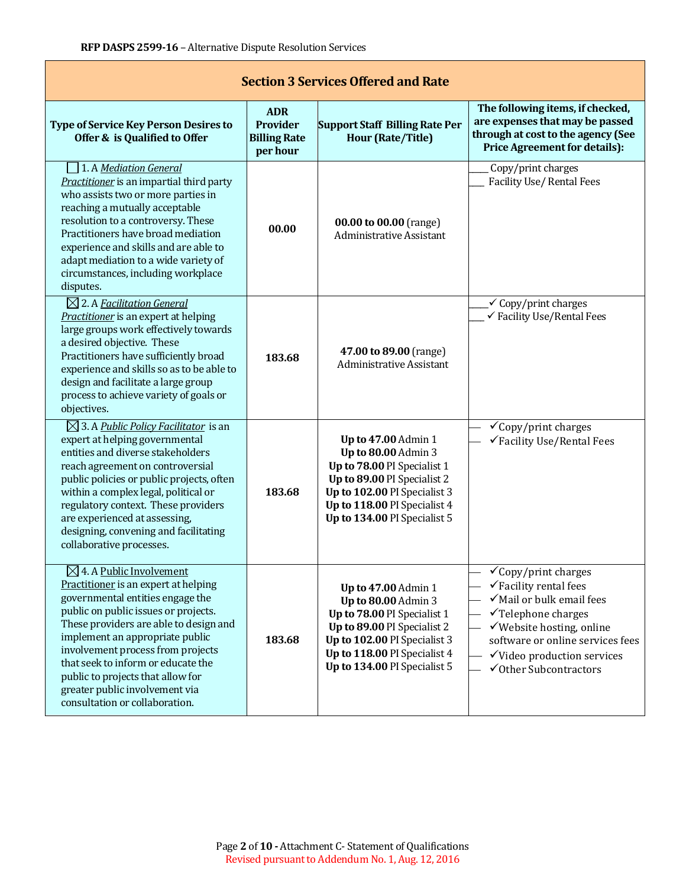RFP DASPS 2599-16 – Alternative Dispute Resolution Services

## Section 3 Services Offered and Rate

| Type of Service Key Person Desires to Offer & is Qualified to Offer | ADR Provider Billing Rate per hour | Support Staff Billing Rate Per Hour (Rate/Title) | The following items, if checked, are expenses that may be passed through at cost to the agency (See Price Agreement for details): |
|---|---|---|---|
| ☐ 1. A *Mediation General Practitioner* is an impartial third party who assists two or more parties in reaching a mutually acceptable resolution to a controversy. These Practitioners have broad mediation experience and skills and are able to adapt mediation to a wide variety of circumstances, including workplace disputes. | **00.00** | **00.00 to 00.00** (range) Administrative Assistant | ___ Copy/print charges<br>___ Facility Use/ Rental Fees |
| ☒ 2. A *Facilitation General Practitioner* is an expert at helping large groups work effectively towards a desired objective. These Practitioners have sufficiently broad experience and skills so as to be able to design and facilitate a large group process to achieve variety of goals or objectives. | **183.68** | **47.00 to 89.00** (range) Administrative Assistant | ___✓ Copy/print charges<br>___ ✓ Facility Use/Rental Fees |
| ☒ 3. A *Public Policy Facilitator* is an expert at helping governmental entities and diverse stakeholders reach agreement on controversial public policies or public projects, often within a complex legal, political or regulatory context. These providers are experienced at assessing, designing, convening and facilitating collaborative processes. | **183.68** | **Up to 47.00** Admin 1<br>**Up to 80.00** Admin 3<br>**Up to 78.00** PI Specialist 1<br>**Up to 89.00** PI Specialist 2<br>**Up to 102.00** PI Specialist 3<br>**Up to 118.00** PI Specialist 4<br>**Up to 134.00** PI Specialist 5 | — ✓Copy/print charges<br>— ✓Facility Use/Rental Fees |
| ☒ 4. A Public Involvement Practitioner is an expert at helping governmental entities engage the public on public issues or projects. These providers are able to design and implement an appropriate public involvement process from projects that seek to inform or educate the public to projects that allow for greater public involvement via consultation or collaboration. | **183.68** | **Up to 47.00** Admin 1<br>**Up to 80.00** Admin 3<br>**Up to 78.00** PI Specialist 1<br>**Up to 89.00** PI Specialist 2<br>**Up to 102.00** PI Specialist 3<br>**Up to 118.00** PI Specialist 4<br>**Up to 134.00** PI Specialist 5 | — ✓Copy/print charges<br>— ✓Facility rental fees<br>— ✓Mail or bulk email fees<br>— ✓Telephone charges<br>— ✓Website hosting, online software or online services fees<br>— ✓Video production services<br>— ✓Other Subcontractors |

Page 2 of 10 - Attachment C- Statement of Qualifications
Revised pursuant to Addendum No. 1, Aug. 12, 2016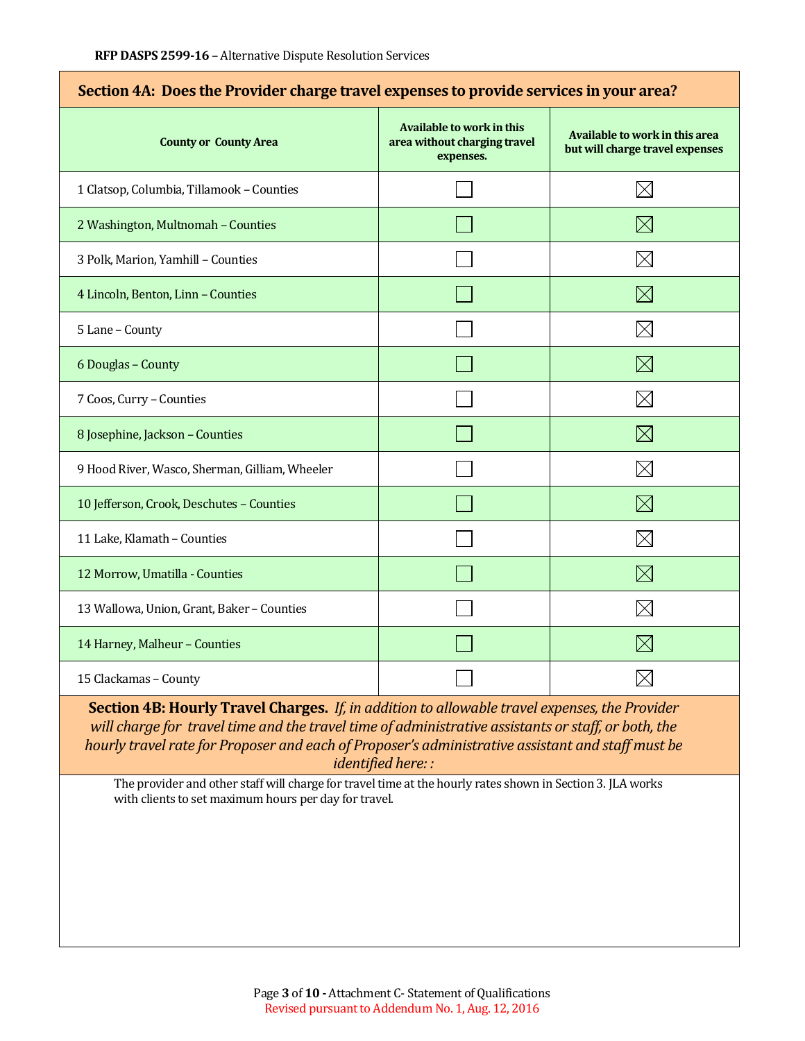## Section 4A: Does the Provider charge travel expenses to provide services in your area?

| County or County Area | Available to work in this area without charging travel expenses. | Available to work in this area but will charge travel expenses |
|---|---|---|
| 1 Clatsop, Columbia, Tillamook – Counties | ☐ | ☒ |
| 2 Washington, Multnomah – Counties | ☐ | ☒ |
| 3 Polk, Marion, Yamhill – Counties | ☐ | ☒ |
| 4 Lincoln, Benton, Linn – Counties | ☐ | ☒ |
| 5 Lane – County | ☐ | ☒ |
| 6 Douglas – County | ☐ | ☒ |
| 7 Coos, Curry – Counties | ☐ | ☒ |
| 8 Josephine, Jackson – Counties | ☐ | ☒ |
| 9 Hood River, Wasco, Sherman, Gilliam, Wheeler | ☐ | ☒ |
| 10 Jefferson, Crook, Deschutes – Counties | ☐ | ☒ |
| 11 Lake, Klamath – Counties | ☐ | ☒ |
| 12 Morrow, Umatilla - Counties | ☐ | ☒ |
| 13 Wallowa, Union, Grant, Baker – Counties | ☐ | ☒ |
| 14 Harney, Malheur – Counties | ☐ | ☒ |
| 15 Clackamas – County | ☐ | ☒ |

**Section 4B: Hourly Travel Charges.** *If, in addition to allowable travel expenses, the Provider will charge for travel time and the travel time of administrative assistants or staff, or both, the hourly travel rate for Proposer and each of Proposer's administrative assistant and staff must be identified here: :*

The provider and other staff will charge for travel time at the hourly rates shown in Section 3. JLA works with clients to set maximum hours per day for travel.

Revised pursuant to Addendum No. 1, Aug. 12, 2016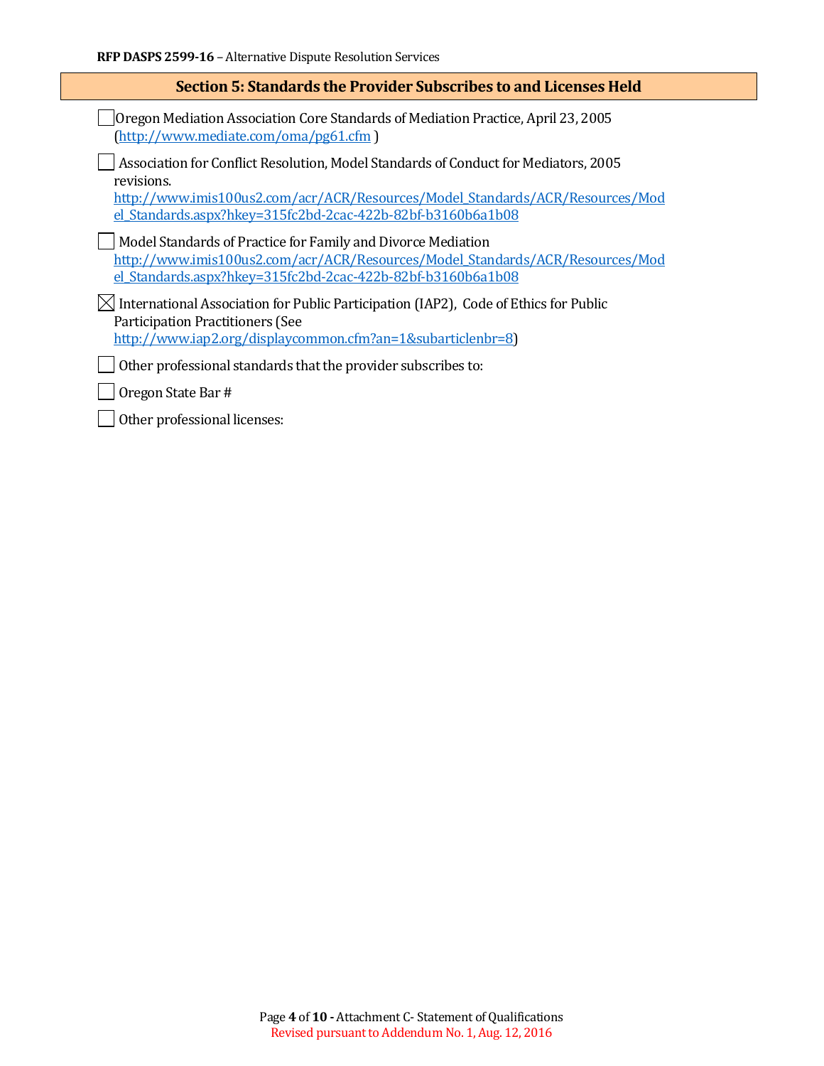## Section 5: Standards the Provider Subscribes to and Licenses Held

☐ Oregon Mediation Association Core Standards of Mediation Practice, April 23, 2005 (http://www.mediate.com/oma/pg61.cfm )

☐ Association for Conflict Resolution, Model Standards of Conduct for Mediators, 2005 revisions. http://www.imis100us2.com/acr/ACR/Resources/Model_Standards/ACR/Resources/Model_Standards.aspx?hkey=315fc2bd-2cac-422b-82bf-b3160b6a1b08

☐ Model Standards of Practice for Family and Divorce Mediation http://www.imis100us2.com/acr/ACR/Resources/Model_Standards/ACR/Resources/Model_Standards.aspx?hkey=315fc2bd-2cac-422b-82bf-b3160b6a1b08

☒ International Association for Public Participation (IAP2), Code of Ethics for Public Participation Practitioners (See http://www.iap2.org/displaycommon.cfm?an=1&subarticlenbr=8)

☐ Other professional standards that the provider subscribes to:

☐ Oregon State Bar #

☐ Other professional licenses: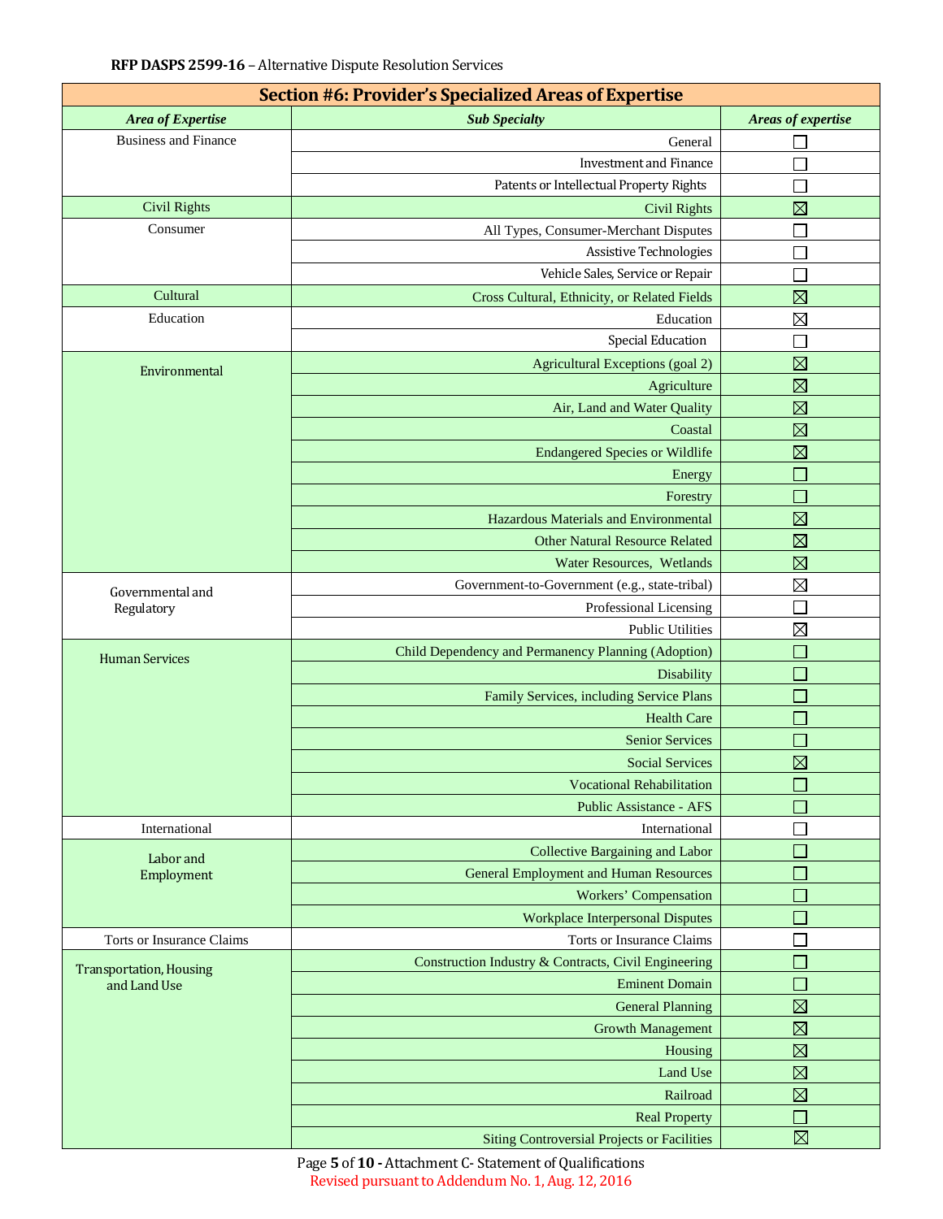RFP DASPS 2599-16 – Alternative Dispute Resolution Services

| Section #6: Provider's Specialized Areas of Expertise | | |
|---|---|---|
| ***Area of Expertise*** | ***Sub Specialty*** | ***Areas of expertise*** |
| Business and Finance | General | ☐ |
| | Investment and Finance | ☐ |
| | Patents or Intellectual Property Rights | ☐ |
| Civil Rights | Civil Rights | ☒ |
| Consumer | All Types, Consumer-Merchant Disputes | ☐ |
| | Assistive Technologies | ☐ |
| | Vehicle Sales, Service or Repair | ☐ |
| Cultural | Cross Cultural, Ethnicity, or Related Fields | ☒ |
| Education | Education | ☒ |
| | Special Education | ☐ |
| Environmental | Agricultural Exceptions (goal 2) | ☒ |
| | Agriculture | ☒ |
| | Air, Land and Water Quality | ☒ |
| | Coastal | ☒ |
| | Endangered Species or Wildlife | ☒ |
| | Energy | ☐ |
| | Forestry | ☐ |
| | Hazardous Materials and Environmental | ☒ |
| | Other Natural Resource Related | ☒ |
| | Water Resources, Wetlands | ☒ |
| Governmental and Regulatory | Government-to-Government (e.g., state-tribal) | ☒ |
| | Professional Licensing | ☐ |
| | Public Utilities | ☒ |
| Human Services | Child Dependency and Permanency Planning (Adoption) | ☐ |
| | Disability | ☐ |
| | Family Services, including Service Plans | ☐ |
| | Health Care | ☐ |
| | Senior Services | ☐ |
| | Social Services | ☒ |
| | Vocational Rehabilitation | ☐ |
| | Public Assistance - AFS | ☐ |
| International | International | ☐ |
| Labor and Employment | Collective Bargaining and Labor | ☐ |
| | General Employment and Human Resources | ☐ |
| | Workers' Compensation | ☐ |
| | Workplace Interpersonal Disputes | ☐ |
| Torts or Insurance Claims | Torts or Insurance Claims | ☐ |
| Transportation, Housing and Land Use | Construction Industry & Contracts, Civil Engineering | ☐ |
| | Eminent Domain | ☐ |
| | General Planning | ☒ |
| | Growth Management | ☒ |
| | Housing | ☒ |
| | Land Use | ☒ |
| | Railroad | ☒ |
| | Real Property | ☐ |
| | Siting Controversial Projects or Facilities | ☒ |

Attachment C- Statement of Qualifications
Revised pursuant to Addendum No. 1, Aug. 12, 2016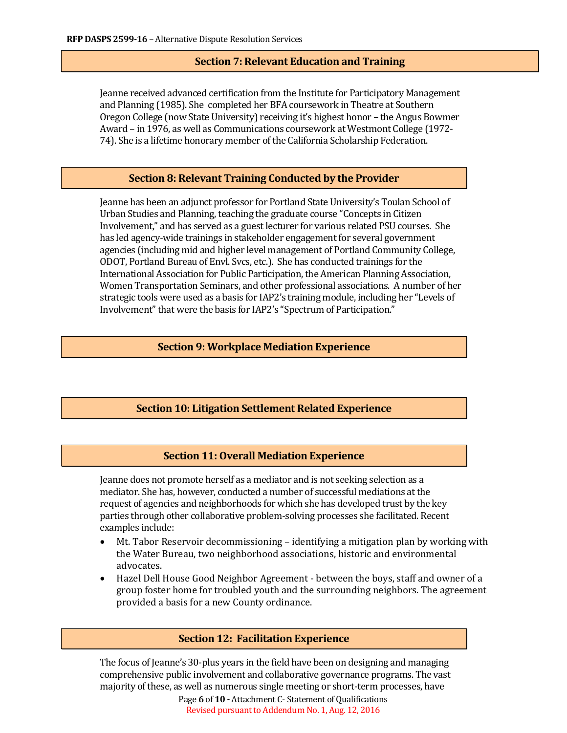## Section 7: Relevant Education and Training

Jeanne received advanced certification from the Institute for Participatory Management and Planning (1985). She completed her BFA coursework in Theatre at Southern Oregon College (now State University) receiving it's highest honor – the Angus Bowmer Award – in 1976, as well as Communications coursework at Westmont College (1972-74). She is a lifetime honorary member of the California Scholarship Federation.

## Section 8: Relevant Training Conducted by the Provider

Jeanne has been an adjunct professor for Portland State University's Toulan School of Urban Studies and Planning, teaching the graduate course "Concepts in Citizen Involvement," and has served as a guest lecturer for various related PSU courses. She has led agency-wide trainings in stakeholder engagement for several government agencies (including mid and higher level management of Portland Community College, ODOT, Portland Bureau of Envl. Svcs, etc.). She has conducted trainings for the International Association for Public Participation, the American Planning Association, Women Transportation Seminars, and other professional associations. A number of her strategic tools were used as a basis for IAP2's training module, including her "Levels of Involvement" that were the basis for IAP2's "Spectrum of Participation."

## Section 9: Workplace Mediation Experience

## Section 10: Litigation Settlement Related Experience

## Section 11: Overall Mediation Experience

Jeanne does not promote herself as a mediator and is not seeking selection as a mediator. She has, however, conducted a number of successful mediations at the request of agencies and neighborhoods for which she has developed trust by the key parties through other collaborative problem-solving processes she facilitated. Recent examples include:

- Mt. Tabor Reservoir decommissioning – identifying a mitigation plan by working with the Water Bureau, two neighborhood associations, historic and environmental advocates.
- Hazel Dell House Good Neighbor Agreement - between the boys, staff and owner of a group foster home for troubled youth and the surrounding neighbors. The agreement provided a basis for a new County ordinance.

## Section 12: Facilitation Experience

The focus of Jeanne's 30-plus years in the field have been on designing and managing comprehensive public involvement and collaborative governance programs. The vast majority of these, as well as numerous single meeting or short-term processes, have

Revised pursuant to Addendum No. 1, Aug. 12, 2016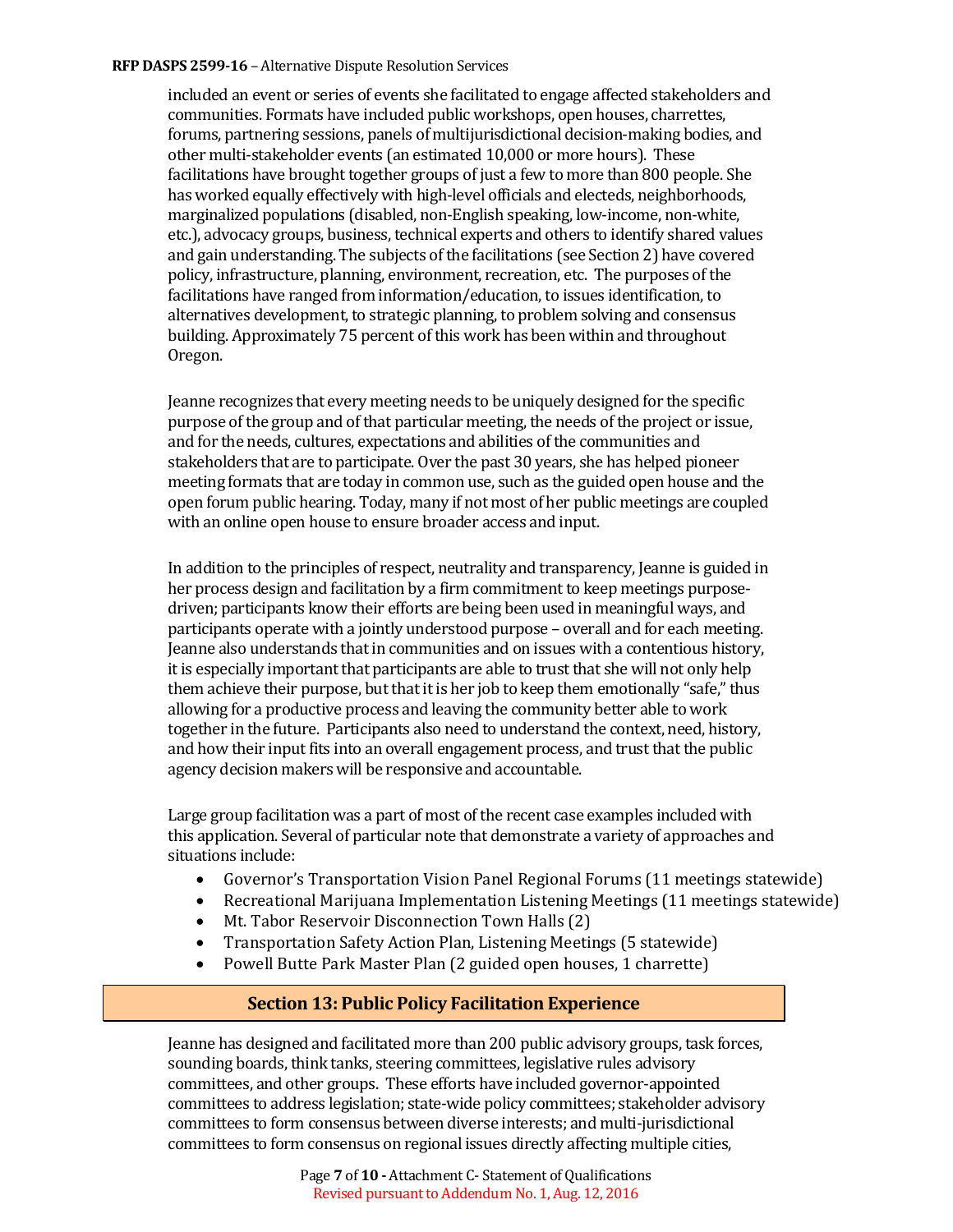included an event or series of events she facilitated to engage affected stakeholders and communities. Formats have included public workshops, open houses, charrettes, forums, partnering sessions, panels of multijurisdictional decision-making bodies, and other multi-stakeholder events (an estimated 10,000 or more hours). These facilitations have brought together groups of just a few to more than 800 people. She has worked equally effectively with high-level officials and electeds, neighborhoods, marginalized populations (disabled, non-English speaking, low-income, non-white, etc.), advocacy groups, business, technical experts and others to identify shared values and gain understanding. The subjects of the facilitations (see Section 2) have covered policy, infrastructure, planning, environment, recreation, etc. The purposes of the facilitations have ranged from information/education, to issues identification, to alternatives development, to strategic planning, to problem solving and consensus building. Approximately 75 percent of this work has been within and throughout Oregon.

Jeanne recognizes that every meeting needs to be uniquely designed for the specific purpose of the group and of that particular meeting, the needs of the project or issue, and for the needs, cultures, expectations and abilities of the communities and stakeholders that are to participate. Over the past 30 years, she has helped pioneer meeting formats that are today in common use, such as the guided open house and the open forum public hearing. Today, many if not most of her public meetings are coupled with an online open house to ensure broader access and input.

In addition to the principles of respect, neutrality and transparency, Jeanne is guided in her process design and facilitation by a firm commitment to keep meetings purpose-driven; participants know their efforts are being been used in meaningful ways, and participants operate with a jointly understood purpose – overall and for each meeting. Jeanne also understands that in communities and on issues with a contentious history, it is especially important that participants are able to trust that she will not only help them achieve their purpose, but that it is her job to keep them emotionally "safe," thus allowing for a productive process and leaving the community better able to work together in the future. Participants also need to understand the context, need, history, and how their input fits into an overall engagement process, and trust that the public agency decision makers will be responsive and accountable.

Large group facilitation was a part of most of the recent case examples included with this application. Several of particular note that demonstrate a variety of approaches and situations include:

- Governor's Transportation Vision Panel Regional Forums (11 meetings statewide)
- Recreational Marijuana Implementation Listening Meetings (11 meetings statewide)
- Mt. Tabor Reservoir Disconnection Town Halls (2)
- Transportation Safety Action Plan, Listening Meetings (5 statewide)
- Powell Butte Park Master Plan (2 guided open houses, 1 charrette)

## Section 13: Public Policy Facilitation Experience

Jeanne has designed and facilitated more than 200 public advisory groups, task forces, sounding boards, think tanks, steering committees, legislative rules advisory committees, and other groups. These efforts have included governor-appointed committees to address legislation; state-wide policy committees; stakeholder advisory committees to form consensus between diverse interests; and multi-jurisdictional committees to form consensus on regional issues directly affecting multiple cities,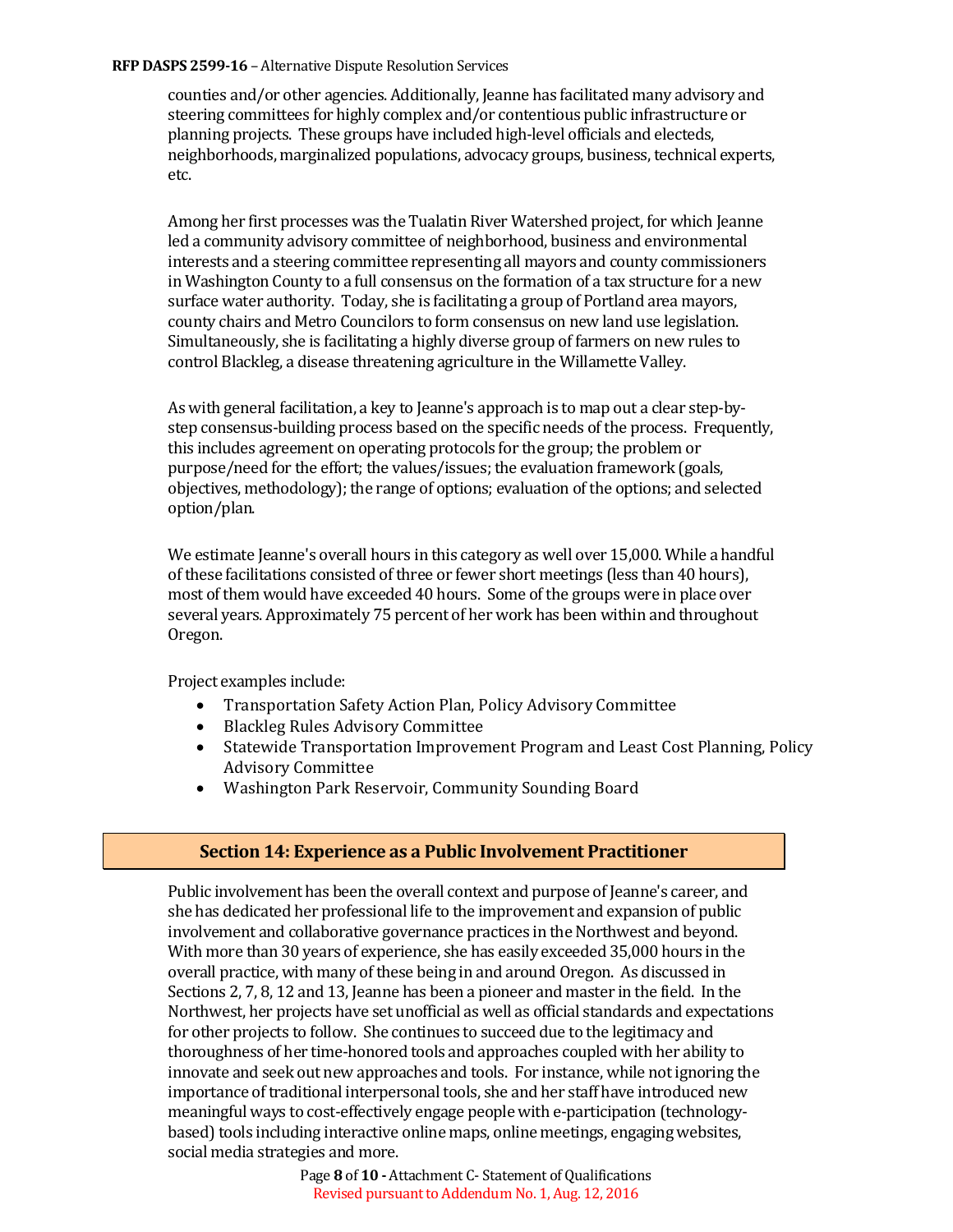counties and/or other agencies. Additionally, Jeanne has facilitated many advisory and steering committees for highly complex and/or contentious public infrastructure or planning projects. These groups have included high-level officials and electeds, neighborhoods, marginalized populations, advocacy groups, business, technical experts, etc.

Among her first processes was the Tualatin River Watershed project, for which Jeanne led a community advisory committee of neighborhood, business and environmental interests and a steering committee representing all mayors and county commissioners in Washington County to a full consensus on the formation of a tax structure for a new surface water authority. Today, she is facilitating a group of Portland area mayors, county chairs and Metro Councilors to form consensus on new land use legislation. Simultaneously, she is facilitating a highly diverse group of farmers on new rules to control Blackleg, a disease threatening agriculture in the Willamette Valley.

As with general facilitation, a key to Jeanne's approach is to map out a clear step-by-step consensus-building process based on the specific needs of the process. Frequently, this includes agreement on operating protocols for the group; the problem or purpose/need for the effort; the values/issues; the evaluation framework (goals, objectives, methodology); the range of options; evaluation of the options; and selected option/plan.

We estimate Jeanne's overall hours in this category as well over 15,000. While a handful of these facilitations consisted of three or fewer short meetings (less than 40 hours), most of them would have exceeded 40 hours. Some of the groups were in place over several years. Approximately 75 percent of her work has been within and throughout Oregon.

Project examples include:

- Transportation Safety Action Plan, Policy Advisory Committee
- Blackleg Rules Advisory Committee
- Statewide Transportation Improvement Program and Least Cost Planning, Policy Advisory Committee
- Washington Park Reservoir, Community Sounding Board

## Section 14: Experience as a Public Involvement Practitioner

Public involvement has been the overall context and purpose of Jeanne's career, and she has dedicated her professional life to the improvement and expansion of public involvement and collaborative governance practices in the Northwest and beyond. With more than 30 years of experience, she has easily exceeded 35,000 hours in the overall practice, with many of these being in and around Oregon. As discussed in Sections 2, 7, 8, 12 and 13, Jeanne has been a pioneer and master in the field. In the Northwest, her projects have set unofficial as well as official standards and expectations for other projects to follow. She continues to succeed due to the legitimacy and thoroughness of her time-honored tools and approaches coupled with her ability to innovate and seek out new approaches and tools. For instance, while not ignoring the importance of traditional interpersonal tools, she and her staff have introduced new meaningful ways to cost-effectively engage people with e-participation (technology-based) tools including interactive online maps, online meetings, engaging websites, social media strategies and more.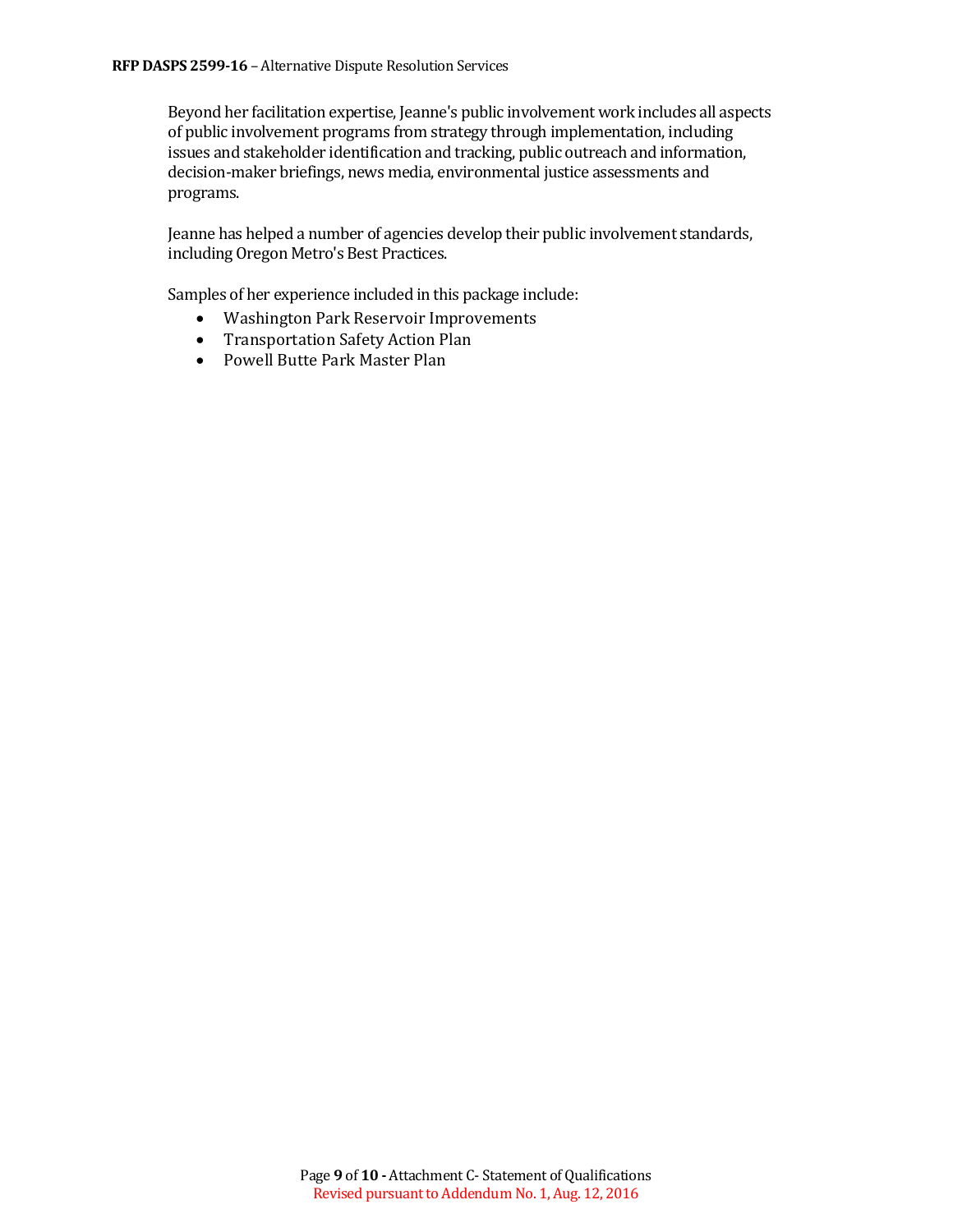Beyond her facilitation expertise, Jeanne's public involvement work includes all aspects of public involvement programs from strategy through implementation, including issues and stakeholder identification and tracking, public outreach and information, decision-maker briefings, news media, environmental justice assessments and programs.

Jeanne has helped a number of agencies develop their public involvement standards, including Oregon Metro's Best Practices.

Samples of her experience included in this package include:

- Washington Park Reservoir Improvements
- Transportation Safety Action Plan
- Powell Butte Park Master Plan